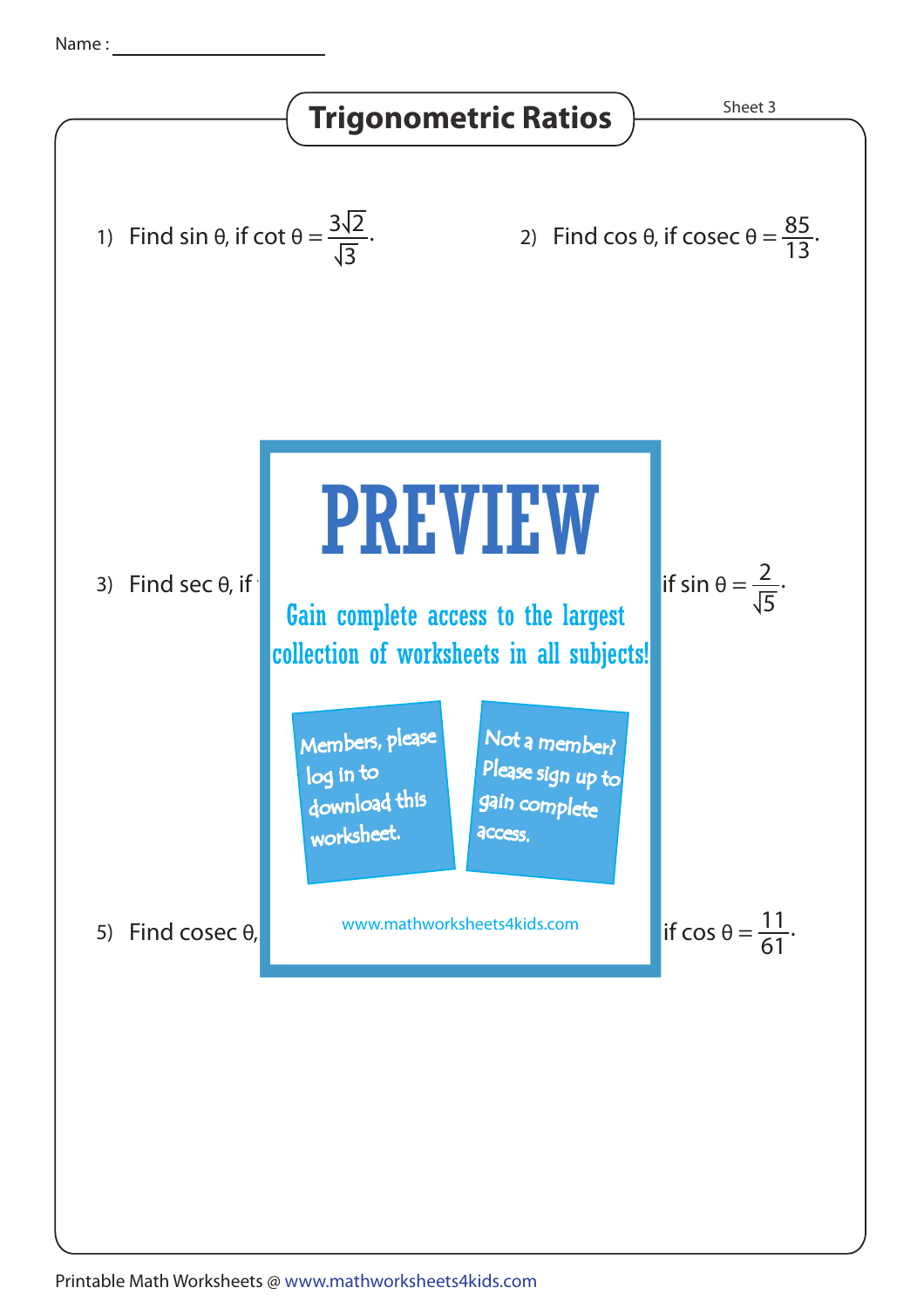Name : ____________________

# Trigonometric Ratios

Sheet 3

1) Find sin θ, if cot θ = $\frac{3\sqrt{2}}{\sqrt{3}}$.

2) Find cos θ, if cosec θ = $\frac{85}{13}$.

3) Find sec θ, if

if sin θ = $\frac{2}{\sqrt{5}}$.

PREVIEW

Gain complete access to the largest collection of worksheets in all subjects!

Members, please log in to download this worksheet.

Not a member? Please sign up to gain complete access.

www.mathworksheets4kids.com

5) Find cosec θ,

if cos θ = $\frac{11}{61}$.

Printable Math Worksheets @ www.mathworksheets4kids.com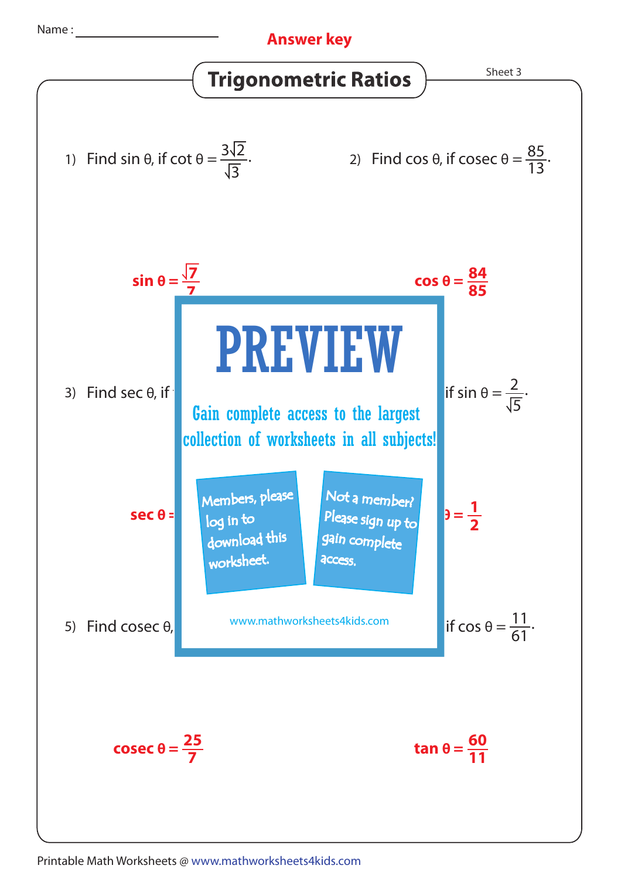Name : ____________________

**Answer key**

# Trigonometric Ratios

Sheet 3

1) Find sin θ, if cot θ = $\frac{3\sqrt{2}}{\sqrt{3}}$.

**sin θ = $\frac{\sqrt{7}}{7}$**

2) Find cos θ, if cosec θ = $\frac{85}{13}$.

**cos θ = $\frac{84}{85}$**

# PREVIEW

Gain complete access to the largest collection of worksheets in all subjects!

Members, please log in to download this worksheet.

Not a member? Please sign up to gain complete access.

www.mathworksheets4kids.com

3) Find sec θ, if

**sec θ =**

4) ... if sin θ = $\frac{2}{\sqrt{5}}$.

**... θ = $\frac{1}{2}$**

5) Find cosec θ,

**cosec θ = $\frac{25}{7}$**

6) ... if cos θ = $\frac{11}{61}$.

**tan θ = $\frac{60}{11}$**

Printable Math Worksheets @ www.mathworksheets4kids.com